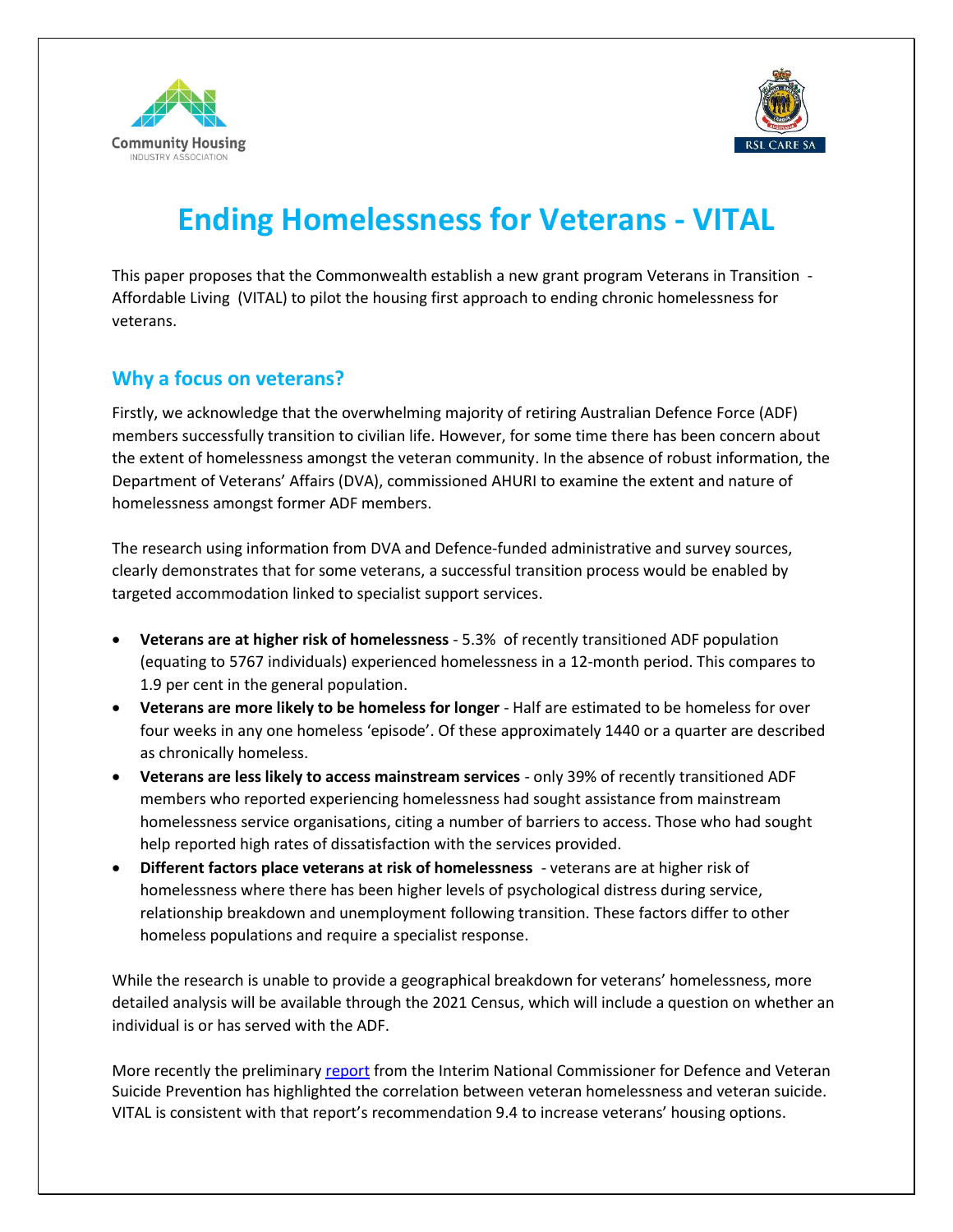# Ending Homelessness for Veterans - VITAL

This paper proposes that the Commonwealth establish a new grant program Veterans in Transition - Affordable Living (VITAL) to pilot the housing first approach to ending chronic homelessness for veterans.

## Why a focus on veterans?

Firstly, we acknowledge that the overwhelming majority of retiring Australian Defence Force (ADF) members successfully transition to civilian life. However, for some time there has been concern about the extent of homelessness amongst the veteran community. In the absence of robust information, the Department of Veterans' Affairs (DVA), commissioned AHURI to examine the extent and nature of homelessness amongst former ADF members.

The research using information from DVA and Defence-funded administrative and survey sources, clearly demonstrates that for some veterans, a successful transition process would be enabled by targeted accommodation linked to specialist support services.

- **Veterans are at higher risk of homelessness** - 5.3% of recently transitioned ADF population (equating to 5767 individuals) experienced homelessness in a 12-month period. This compares to 1.9 per cent in the general population.
- **Veterans are more likely to be homeless for longer** - Half are estimated to be homeless for over four weeks in any one homeless 'episode'. Of these approximately 1440 or a quarter are described as chronically homeless.
- **Veterans are less likely to access mainstream services** - only 39% of recently transitioned ADF members who reported experiencing homelessness had sought assistance from mainstream homelessness service organisations, citing a number of barriers to access. Those who had sought help reported high rates of dissatisfaction with the services provided.
- **Different factors place veterans at risk of homelessness** - veterans are at higher risk of homelessness where there has been higher levels of psychological distress during service, relationship breakdown and unemployment following transition. These factors differ to other homeless populations and require a specialist response.

While the research is unable to provide a geographical breakdown for veterans' homelessness, more detailed analysis will be available through the 2021 Census, which will include a question on whether an individual is or has served with the ADF.

More recently the preliminary report from the Interim National Commissioner for Defence and Veteran Suicide Prevention has highlighted the correlation between veteran homelessness and veteran suicide. VITAL is consistent with that report's recommendation 9.4 to increase veterans' housing options.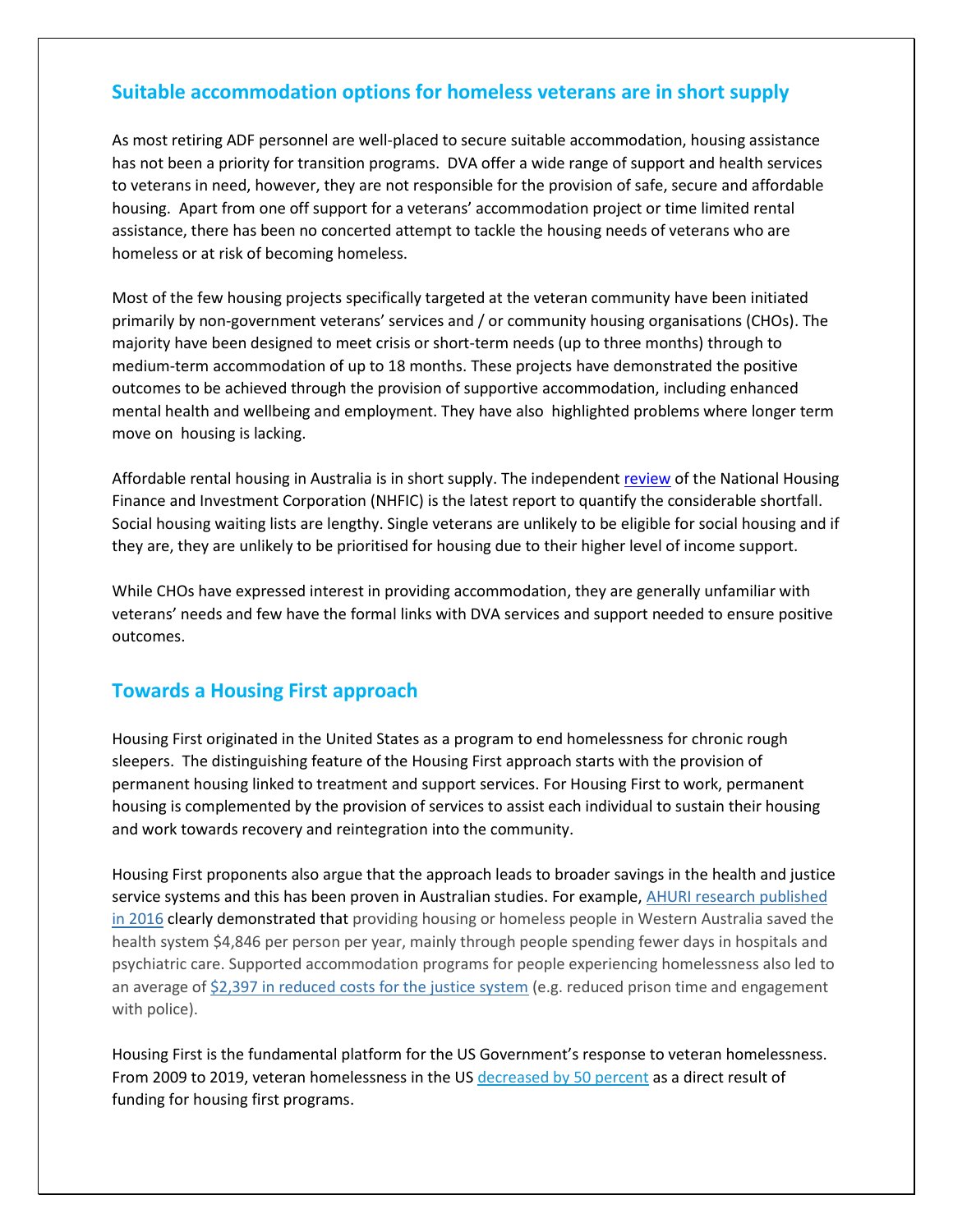## Suitable accommodation options for homeless veterans are in short supply

As most retiring ADF personnel are well-placed to secure suitable accommodation, housing assistance has not been a priority for transition programs. DVA offer a wide range of support and health services to veterans in need, however, they are not responsible for the provision of safe, secure and affordable housing. Apart from one off support for a veterans' accommodation project or time limited rental assistance, there has been no concerted attempt to tackle the housing needs of veterans who are homeless or at risk of becoming homeless.

Most of the few housing projects specifically targeted at the veteran community have been initiated primarily by non-government veterans' services and / or community housing organisations (CHOs). The majority have been designed to meet crisis or short-term needs (up to three months) through to medium-term accommodation of up to 18 months. These projects have demonstrated the positive outcomes to be achieved through the provision of supportive accommodation, including enhanced mental health and wellbeing and employment. They have also highlighted problems where longer term move on housing is lacking.

Affordable rental housing in Australia is in short supply. The independent review of the National Housing Finance and Investment Corporation (NHFIC) is the latest report to quantify the considerable shortfall. Social housing waiting lists are lengthy. Single veterans are unlikely to be eligible for social housing and if they are, they are unlikely to be prioritised for housing due to their higher level of income support.

While CHOs have expressed interest in providing accommodation, they are generally unfamiliar with veterans' needs and few have the formal links with DVA services and support needed to ensure positive outcomes.

## Towards a Housing First approach

Housing First originated in the United States as a program to end homelessness for chronic rough sleepers. The distinguishing feature of the Housing First approach starts with the provision of permanent housing linked to treatment and support services. For Housing First to work, permanent housing is complemented by the provision of services to assist each individual to sustain their housing and work towards recovery and reintegration into the community.

Housing First proponents also argue that the approach leads to broader savings in the health and justice service systems and this has been proven in Australian studies. For example, AHURI research published in 2016 clearly demonstrated that providing housing or homeless people in Western Australia saved the health system $4,846 per person per year, mainly through people spending fewer days in hospitals and psychiatric care. Supported accommodation programs for people experiencing homelessness also led to an average of $2,397 in reduced costs for the justice system (e.g. reduced prison time and engagement with police).

Housing First is the fundamental platform for the US Government's response to veteran homelessness. From 2009 to 2019, veteran homelessness in the US decreased by 50 percent as a direct result of funding for housing first programs.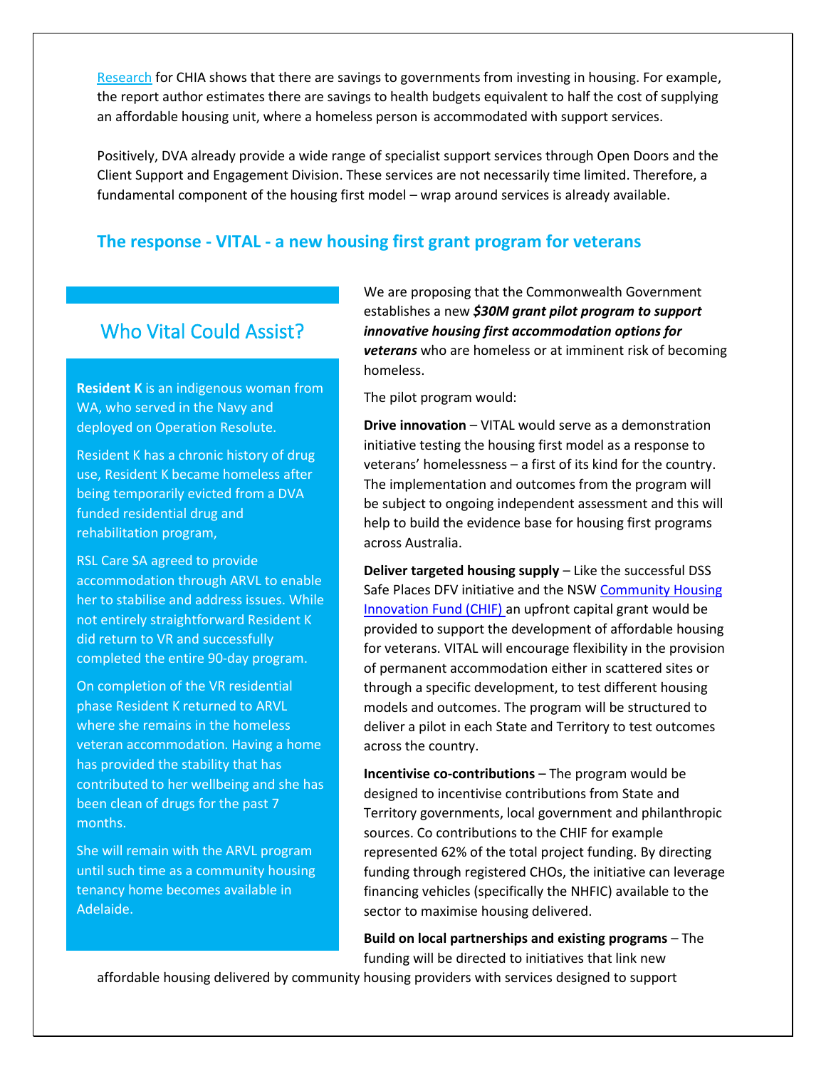Research for CHIA shows that there are savings to governments from investing in housing. For example, the report author estimates there are savings to health budgets equivalent to half the cost of supplying an affordable housing unit, where a homeless person is accommodated with support services.

Positively, DVA already provide a wide range of specialist support services through Open Doors and the Client Support and Engagement Division. These services are not necessarily time limited. Therefore, a fundamental component of the housing first model – wrap around services is already available.

## The response - VITAL - a new housing first grant program for veterans

We are proposing that the Commonwealth Government establishes a new ***$30M grant pilot program to support innovative housing first accommodation options for veterans*** who are homeless or at imminent risk of becoming homeless.

The pilot program would:

**Drive innovation** – VITAL would serve as a demonstration initiative testing the housing first model as a response to veterans' homelessness – a first of its kind for the country. The implementation and outcomes from the program will be subject to ongoing independent assessment and this will help to build the evidence base for housing first programs across Australia.

**Deliver targeted housing supply** – Like the successful DSS Safe Places DFV initiative and the NSW Community Housing Innovation Fund (CHIF) an upfront capital grant would be provided to support the development of affordable housing for veterans. VITAL will encourage flexibility in the provision of permanent accommodation either in scattered sites or through a specific development, to test different housing models and outcomes. The program will be structured to deliver a pilot in each State and Territory to test outcomes across the country.

**Incentivise co-contributions** – The program would be designed to incentivise contributions from State and Territory governments, local government and philanthropic sources. Co contributions to the CHIF for example represented 62% of the total project funding. By directing funding through registered CHOs, the initiative can leverage financing vehicles (specifically the NHFIC) available to the sector to maximise housing delivered.

**Build on local partnerships and existing programs** – The funding will be directed to initiatives that link new affordable housing delivered by community housing providers with services designed to support

### Who Vital Could Assist?

**Resident K** is an indigenous woman from WA, who served in the Navy and deployed on Operation Resolute.

Resident K has a chronic history of drug use, Resident K became homeless after being temporarily evicted from a DVA funded residential drug and rehabilitation program,

RSL Care SA agreed to provide accommodation through ARVL to enable her to stabilise and address issues. While not entirely straightforward Resident K did return to VR and successfully completed the entire 90-day program.

On completion of the VR residential phase Resident K returned to ARVL where she remains in the homeless veteran accommodation. Having a home has provided the stability that has contributed to her wellbeing and she has been clean of drugs for the past 7 months.

She will remain with the ARVL program until such time as a community housing tenancy home becomes available in Adelaide.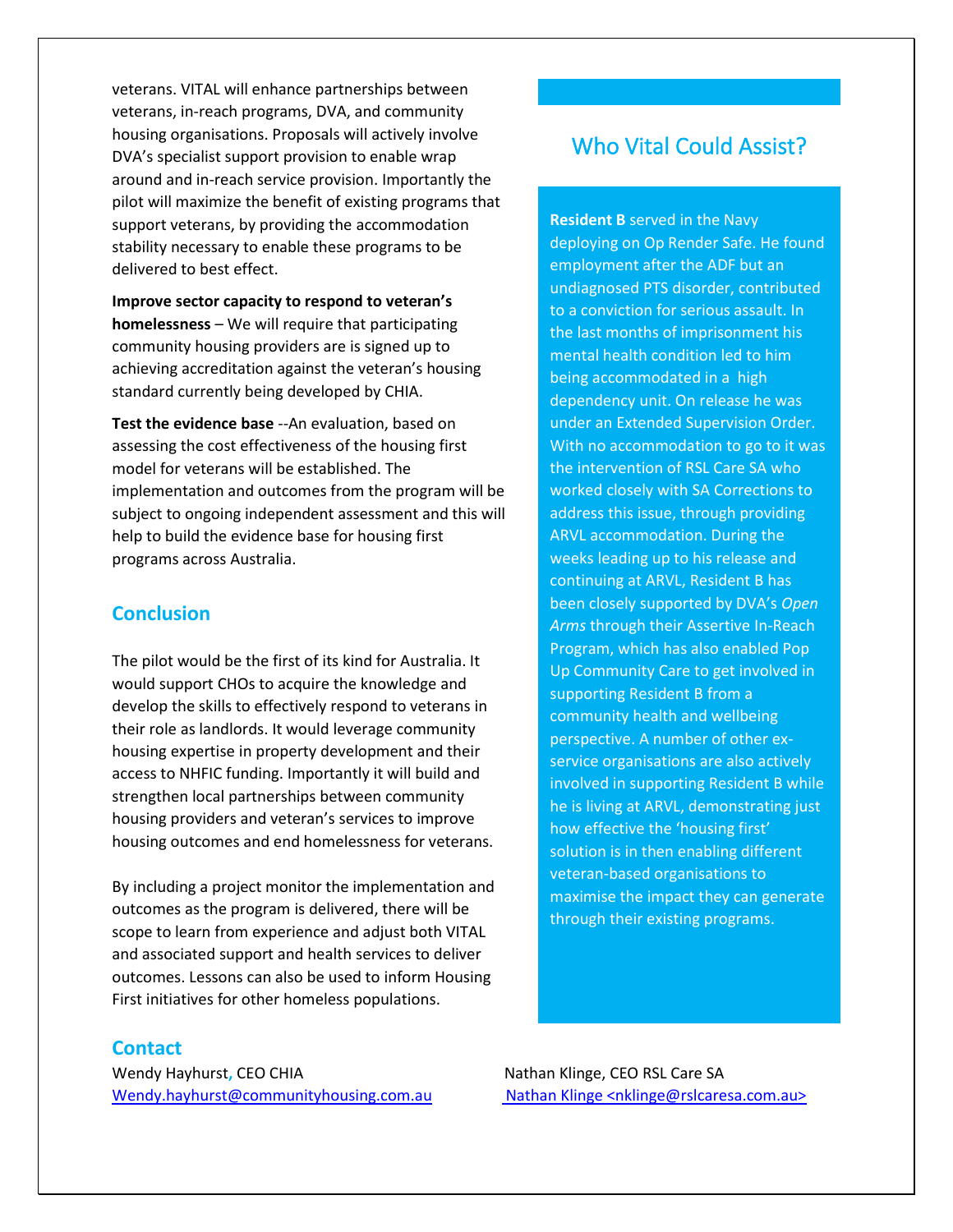veterans. VITAL will enhance partnerships between veterans, in-reach programs, DVA, and community housing organisations. Proposals will actively involve DVA's specialist support provision to enable wrap around and in-reach service provision. Importantly the pilot will maximize the benefit of existing programs that support veterans, by providing the accommodation stability necessary to enable these programs to be delivered to best effect.

**Improve sector capacity to respond to veteran's homelessness** – We will require that participating community housing providers are is signed up to achieving accreditation against the veteran's housing standard currently being developed by CHIA.

**Test the evidence base** --An evaluation, based on assessing the cost effectiveness of the housing first model for veterans will be established. The implementation and outcomes from the program will be subject to ongoing independent assessment and this will help to build the evidence base for housing first programs across Australia.

## Conclusion

The pilot would be the first of its kind for Australia. It would support CHOs to acquire the knowledge and develop the skills to effectively respond to veterans in their role as landlords. It would leverage community housing expertise in property development and their access to NHFIC funding. Importantly it will build and strengthen local partnerships between community housing providers and veteran's services to improve housing outcomes and end homelessness for veterans.

By including a project monitor the implementation and outcomes as the program is delivered, there will be scope to learn from experience and adjust both VITAL and associated support and health services to deliver outcomes. Lessons can also be used to inform Housing First initiatives for other homeless populations.

## Who Vital Could Assist?

**Resident B** served in the Navy deploying on Op Render Safe. He found employment after the ADF but an undiagnosed PTS disorder, contributed to a conviction for serious assault. In the last months of imprisonment his mental health condition led to him being accommodated in a high dependency unit. On release he was under an Extended Supervision Order. With no accommodation to go to it was the intervention of RSL Care SA who worked closely with SA Corrections to address this issue, through providing ARVL accommodation. During the weeks leading up to his release and continuing at ARVL, Resident B has been closely supported by DVA's *Open Arms* through their Assertive In-Reach Program, which has also enabled Pop Up Community Care to get involved in supporting Resident B from a community health and wellbeing perspective. A number of other ex-service organisations are also actively involved in supporting Resident B while he is living at ARVL, demonstrating just how effective the 'housing first' solution is in then enabling different veteran-based organisations to maximise the impact they can generate through their existing programs.

## Contact

Wendy Hayhurst, CEO CHIA
Wendy.hayhurst@communityhousing.com.au

Nathan Klinge, CEO RSL Care SA
Nathan Klinge <nklinge@rslcaresa.com.au>